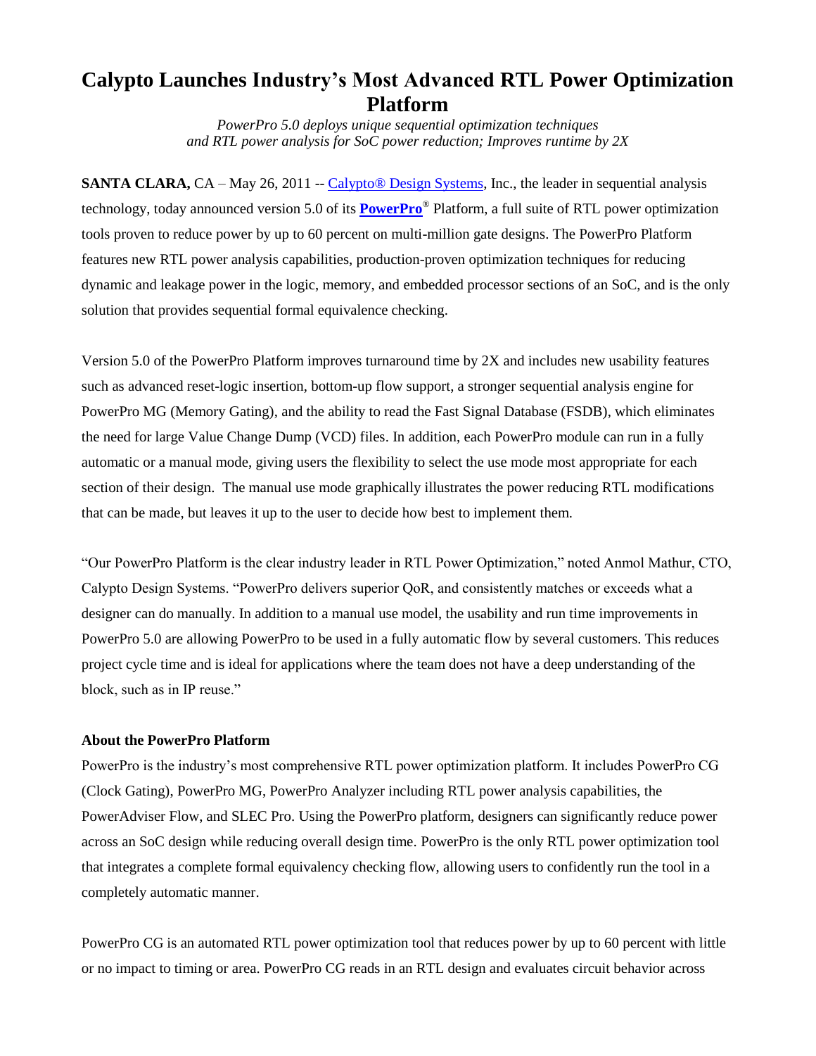# Calypto Launches Industry's Most Advanced RTL Power Optimization Platform

*PowerPro 5.0 deploys unique sequential optimization techniques and RTL power analysis for SoC power reduction; Improves runtime by 2X*

**SANTA CLARA,** CA – May 26, 2011 -- Calypto® Design Systems, Inc., the leader in sequential analysis technology, today announced version 5.0 of its **PowerPro**® Platform, a full suite of RTL power optimization tools proven to reduce power by up to 60 percent on multi-million gate designs. The PowerPro Platform features new RTL power analysis capabilities, production-proven optimization techniques for reducing dynamic and leakage power in the logic, memory, and embedded processor sections of an SoC, and is the only solution that provides sequential formal equivalence checking.

Version 5.0 of the PowerPro Platform improves turnaround time by 2X and includes new usability features such as advanced reset-logic insertion, bottom-up flow support, a stronger sequential analysis engine for PowerPro MG (Memory Gating), and the ability to read the Fast Signal Database (FSDB), which eliminates the need for large Value Change Dump (VCD) files. In addition, each PowerPro module can run in a fully automatic or a manual mode, giving users the flexibility to select the use mode most appropriate for each section of their design. The manual use mode graphically illustrates the power reducing RTL modifications that can be made, but leaves it up to the user to decide how best to implement them.

"Our PowerPro Platform is the clear industry leader in RTL Power Optimization," noted Anmol Mathur, CTO, Calypto Design Systems. "PowerPro delivers superior QoR, and consistently matches or exceeds what a designer can do manually. In addition to a manual use model, the usability and run time improvements in PowerPro 5.0 are allowing PowerPro to be used in a fully automatic flow by several customers. This reduces project cycle time and is ideal for applications where the team does not have a deep understanding of the block, such as in IP reuse."

**About the PowerPro Platform**

PowerPro is the industry's most comprehensive RTL power optimization platform. It includes PowerPro CG (Clock Gating), PowerPro MG, PowerPro Analyzer including RTL power analysis capabilities, the PowerAdviser Flow, and SLEC Pro. Using the PowerPro platform, designers can significantly reduce power across an SoC design while reducing overall design time. PowerPro is the only RTL power optimization tool that integrates a complete formal equivalency checking flow, allowing users to confidently run the tool in a completely automatic manner.

PowerPro CG is an automated RTL power optimization tool that reduces power by up to 60 percent with little or no impact to timing or area. PowerPro CG reads in an RTL design and evaluates circuit behavior across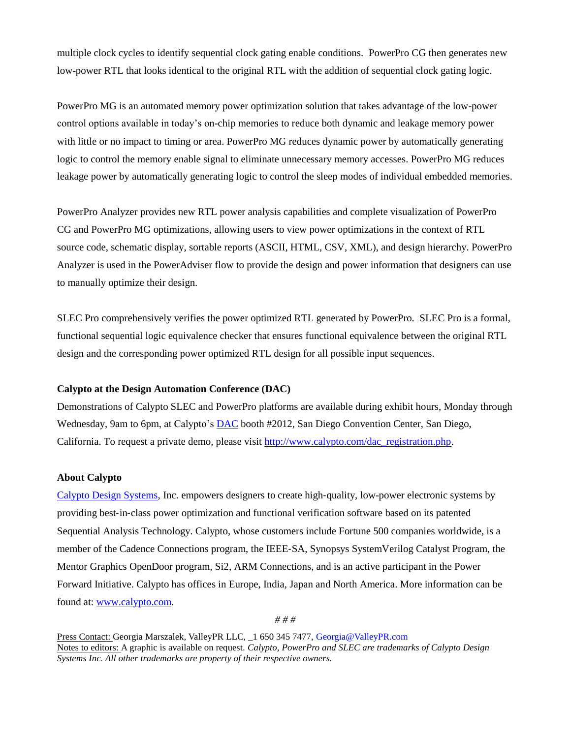multiple clock cycles to identify sequential clock gating enable conditions. PowerPro CG then generates new low-power RTL that looks identical to the original RTL with the addition of sequential clock gating logic.

PowerPro MG is an automated memory power optimization solution that takes advantage of the low-power control options available in today's on-chip memories to reduce both dynamic and leakage memory power with little or no impact to timing or area. PowerPro MG reduces dynamic power by automatically generating logic to control the memory enable signal to eliminate unnecessary memory accesses. PowerPro MG reduces leakage power by automatically generating logic to control the sleep modes of individual embedded memories.

PowerPro Analyzer provides new RTL power analysis capabilities and complete visualization of PowerPro CG and PowerPro MG optimizations, allowing users to view power optimizations in the context of RTL source code, schematic display, sortable reports (ASCII, HTML, CSV, XML), and design hierarchy. PowerPro Analyzer is used in the PowerAdviser flow to provide the design and power information that designers can use to manually optimize their design.

SLEC Pro comprehensively verifies the power optimized RTL generated by PowerPro. SLEC Pro is a formal, functional sequential logic equivalence checker that ensures functional equivalence between the original RTL design and the corresponding power optimized RTL design for all possible input sequences.

**Calypto at the Design Automation Conference (DAC)**

Demonstrations of Calypto SLEC and PowerPro platforms are available during exhibit hours, Monday through Wednesday, 9am to 6pm, at Calypto's DAC booth #2012, San Diego Convention Center, San Diego, California. To request a private demo, please visit http://www.calypto.com/dac_registration.php.

**About Calypto**

Calypto Design Systems, Inc. empowers designers to create high-quality, low-power electronic systems by providing best-in-class power optimization and functional verification software based on its patented Sequential Analysis Technology. Calypto, whose customers include Fortune 500 companies worldwide, is a member of the Cadence Connections program, the IEEE-SA, Synopsys SystemVerilog Catalyst Program, the Mentor Graphics OpenDoor program, Si2, ARM Connections, and is an active participant in the Power Forward Initiative. Calypto has offices in Europe, India, Japan and North America. More information can be found at: www.calypto.com.

*# # #*

Press Contact: Georgia Marszalek, ValleyPR LLC, _1 650 345 7477, Georgia@ValleyPR.com
Notes to editors: A graphic is available on request. *Calypto, PowerPro and SLEC are trademarks of Calypto Design Systems Inc. All other trademarks are property of their respective owners.*